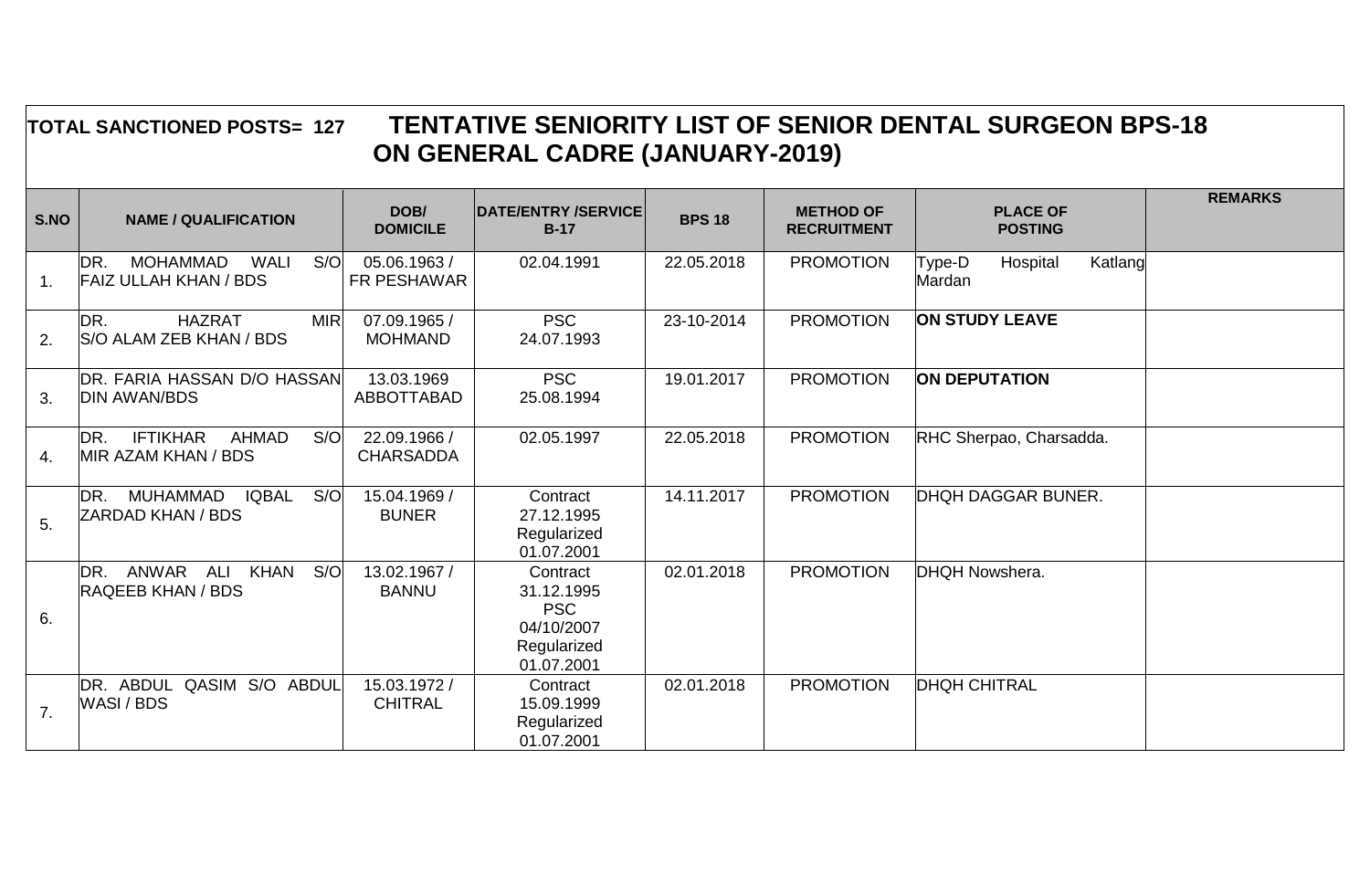**TOTAL SANCTIONED POSTS= 127**

# TENTATIVE SENIORITY LIST OF SENIOR DENTAL SURGEON BPS-18 ON GENERAL CADRE (JANUARY-2019)

| S.NO | NAME / QUALIFICATION | DOB/ DOMICILE | DATE/ENTRY /SERVICE B-17 | BPS 18 | METHOD OF RECRUITMENT | PLACE OF POSTING | REMARKS |
|---|---|---|---|---|---|---|---|
| 1. | DR. MOHAMMAD WALI S/O FAIZ ULLAH KHAN / BDS | 05.06.1963 / FR PESHAWAR | 02.04.1991 | 22.05.2018 | PROMOTION | Type-D Hospital Katlang Mardan | |
| 2. | DR. HAZRAT MIR S/O ALAM ZEB KHAN / BDS | 07.09.1965 / MOHMAND | PSC 24.07.1993 | 23-10-2014 | PROMOTION | **ON STUDY LEAVE** | |
| 3. | DR. FARIA HASSAN D/O HASSAN DIN AWAN/BDS | 13.03.1969 ABBOTTABAD | PSC 25.08.1994 | 19.01.2017 | PROMOTION | **ON DEPUTATION** | |
| 4. | DR. IFTIKHAR AHMAD S/O MIR AZAM KHAN / BDS | 22.09.1966 / CHARSADDA | 02.05.1997 | 22.05.2018 | PROMOTION | RHC Sherpao, Charsadda. | |
| 5. | DR. MUHAMMAD IQBAL S/O ZARDAD KHAN / BDS | 15.04.1969 / BUNER | Contract 27.12.1995 Regularized 01.07.2001 | 14.11.2017 | PROMOTION | DHQH DAGGAR BUNER. | |
| 6. | DR. ANWAR ALI KHAN S/O RAQEEB KHAN / BDS | 13.02.1967 / BANNU | Contract 31.12.1995 PSC 04/10/2007 Regularized 01.07.2001 | 02.01.2018 | PROMOTION | DHQH Nowshera. | |
| 7. | DR. ABDUL QASIM S/O ABDUL WASI / BDS | 15.03.1972 / CHITRAL | Contract 15.09.1999 Regularized 01.07.2001 | 02.01.2018 | PROMOTION | DHQH CHITRAL | |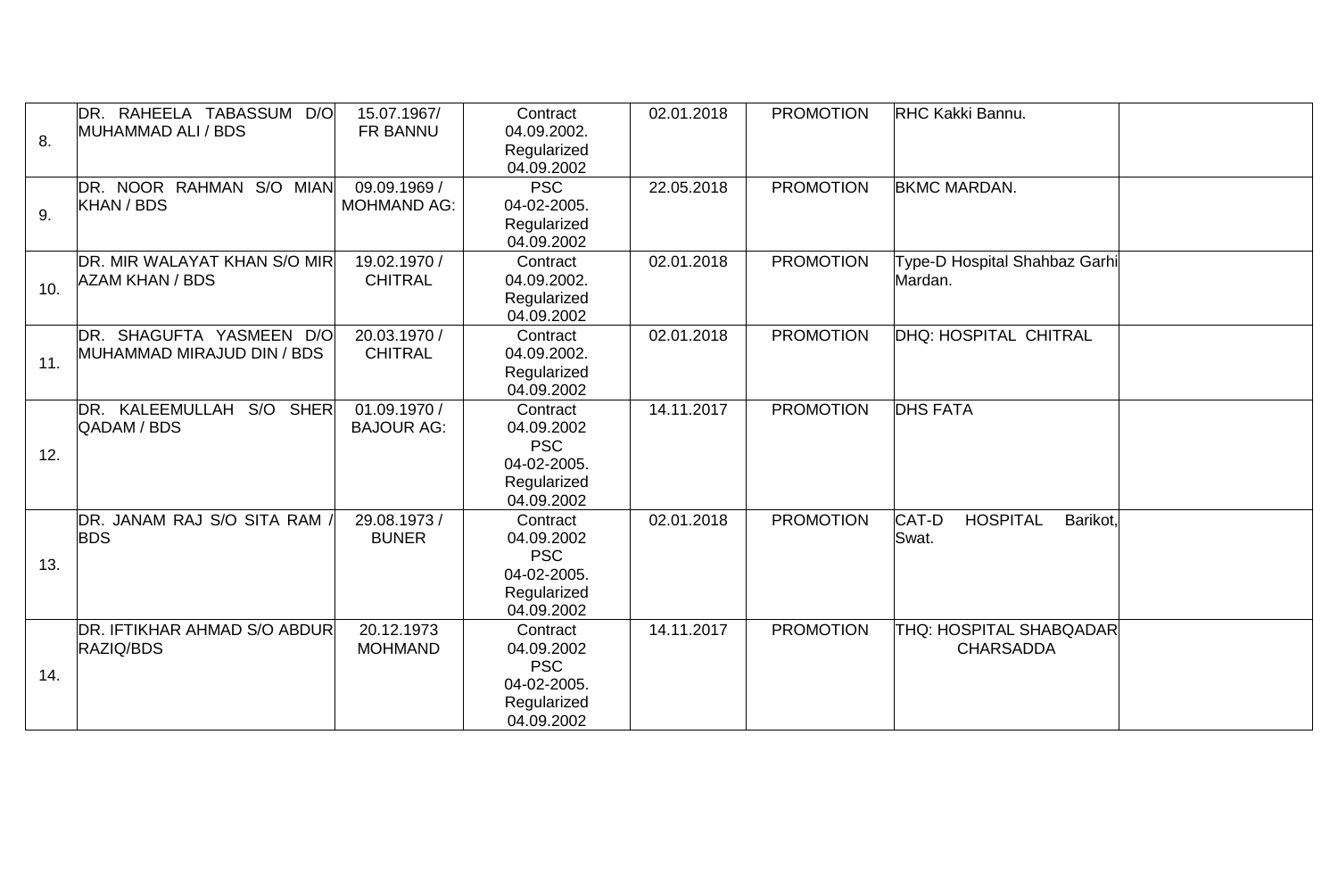| 8. | DR. RAHEELA TABASSUM D/O MUHAMMAD ALI / BDS | 15.07.1967/ FR BANNU | Contract 04.09.2002. Regularized 04.09.2002 | 02.01.2018 | PROMOTION | RHC Kakki Bannu. | |
|---|---|---|---|---|---|---|---|
| 9. | DR. NOOR RAHMAN S/O MIAN KHAN / BDS | 09.09.1969 / MOHMAND AG: | PSC 04-02-2005. Regularized 04.09.2002 | 22.05.2018 | PROMOTION | BKMC MARDAN. | |
| 10. | DR. MIR WALAYAT KHAN S/O MIR AZAM KHAN / BDS | 19.02.1970 / CHITRAL | Contract 04.09.2002. Regularized 04.09.2002 | 02.01.2018 | PROMOTION | Type-D Hospital Shahbaz Garhi Mardan. | |
| 11. | DR. SHAGUFTA YASMEEN D/O MUHAMMAD MIRAJUD DIN / BDS | 20.03.1970 / CHITRAL | Contract 04.09.2002. Regularized 04.09.2002 | 02.01.2018 | PROMOTION | DHQ: HOSPITAL CHITRAL | |
| 12. | DR. KALEEMULLAH S/O SHER QADAM / BDS | 01.09.1970 / BAJOUR AG: | Contract 04.09.2002 PSC 04-02-2005. Regularized 04.09.2002 | 14.11.2017 | PROMOTION | DHS FATA | |
| 13. | DR. JANAM RAJ S/O SITA RAM / BDS | 29.08.1973 / BUNER | Contract 04.09.2002 PSC 04-02-2005. Regularized 04.09.2002 | 02.01.2018 | PROMOTION | CAT-D HOSPITAL Barikot, Swat. | |
| 14. | DR. IFTIKHAR AHMAD S/O ABDUR RAZIQ/BDS | 20.12.1973 MOHMAND | Contract 04.09.2002 PSC 04-02-2005. Regularized 04.09.2002 | 14.11.2017 | PROMOTION | THQ: HOSPITAL SHABQADAR CHARSADDA | |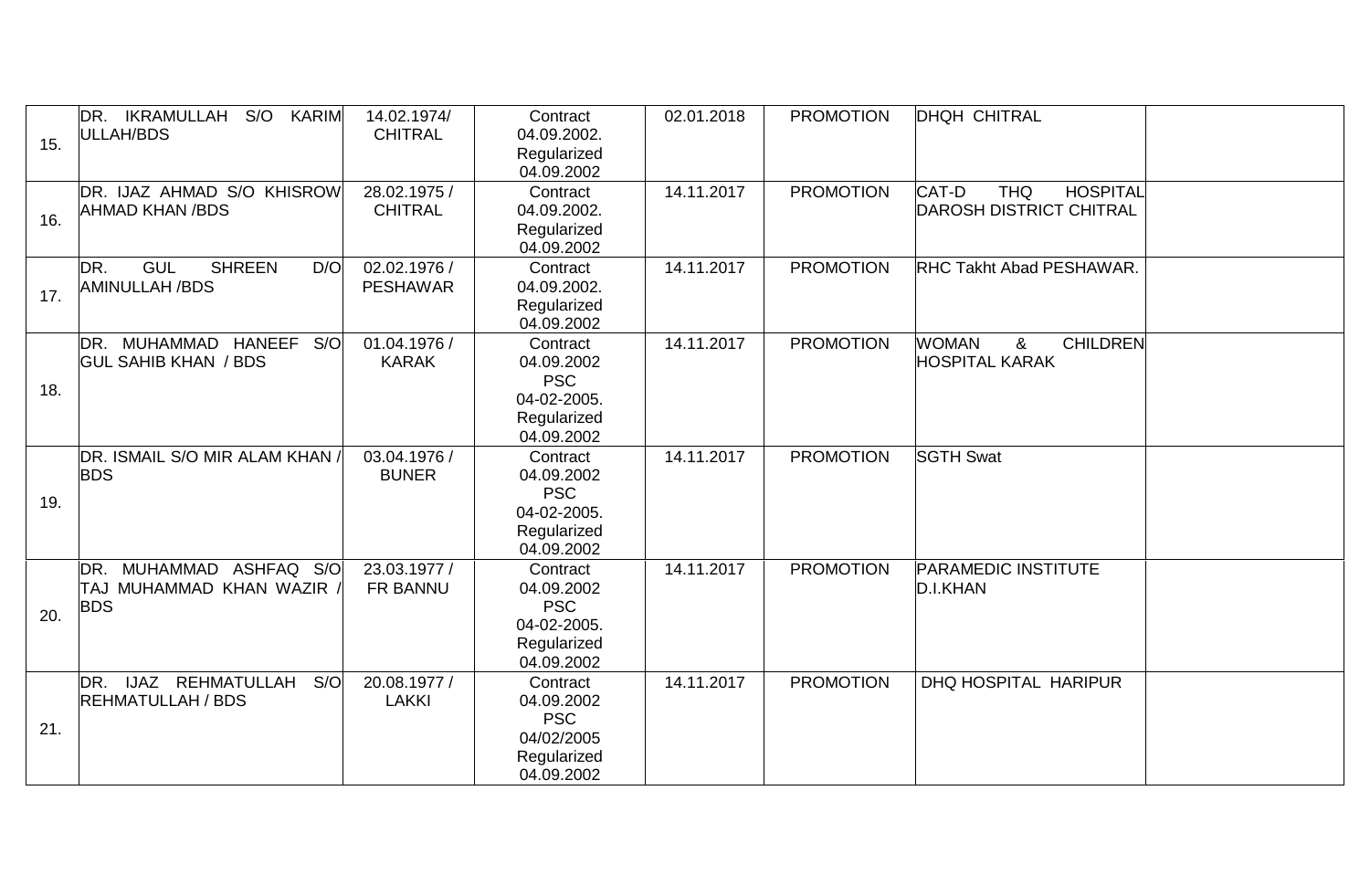|  |  |  |  |  |  |  |  |
|---|---|---|---|---|---|---|---|
| 15. | DR. IKRAMULLAH S/O KARIM ULLAH/BDS | 14.02.1974/ CHITRAL | Contract 04.09.2002. Regularized 04.09.2002 | 02.01.2018 | PROMOTION | DHQH CHITRAL |  |
| 16. | DR. IJAZ AHMAD S/O KHISROW AHMAD KHAN /BDS | 28.02.1975 / CHITRAL | Contract 04.09.2002. Regularized 04.09.2002 | 14.11.2017 | PROMOTION | CAT-D THQ HOSPITAL DAROSH DISTRICT CHITRAL |  |
| 17. | DR. GUL SHREEN D/O AMINULLAH /BDS | 02.02.1976 / PESHAWAR | Contract 04.09.2002. Regularized 04.09.2002 | 14.11.2017 | PROMOTION | RHC Takht Abad PESHAWAR. |  |
| 18. | DR. MUHAMMAD HANEEF S/O GUL SAHIB KHAN / BDS | 01.04.1976 / KARAK | Contract 04.09.2002 PSC 04-02-2005. Regularized 04.09.2002 | 14.11.2017 | PROMOTION | WOMAN & CHILDREN HOSPITAL KARAK |  |
| 19. | DR. ISMAIL S/O MIR ALAM KHAN / BDS | 03.04.1976 / BUNER | Contract 04.09.2002 PSC 04-02-2005. Regularized 04.09.2002 | 14.11.2017 | PROMOTION | SGTH Swat |  |
| 20. | DR. MUHAMMAD ASHFAQ S/O TAJ MUHAMMAD KHAN WAZIR / BDS | 23.03.1977 / FR BANNU | Contract 04.09.2002 PSC 04-02-2005. Regularized 04.09.2002 | 14.11.2017 | PROMOTION | PARAMEDIC INSTITUTE D.I.KHAN |  |
| 21. | DR. IJAZ REHMATULLAH S/O REHMATULLAH / BDS | 20.08.1977 / LAKKI | Contract 04.09.2002 PSC 04/02/2005 Regularized 04.09.2002 | 14.11.2017 | PROMOTION | DHQ HOSPITAL HARIPUR |  |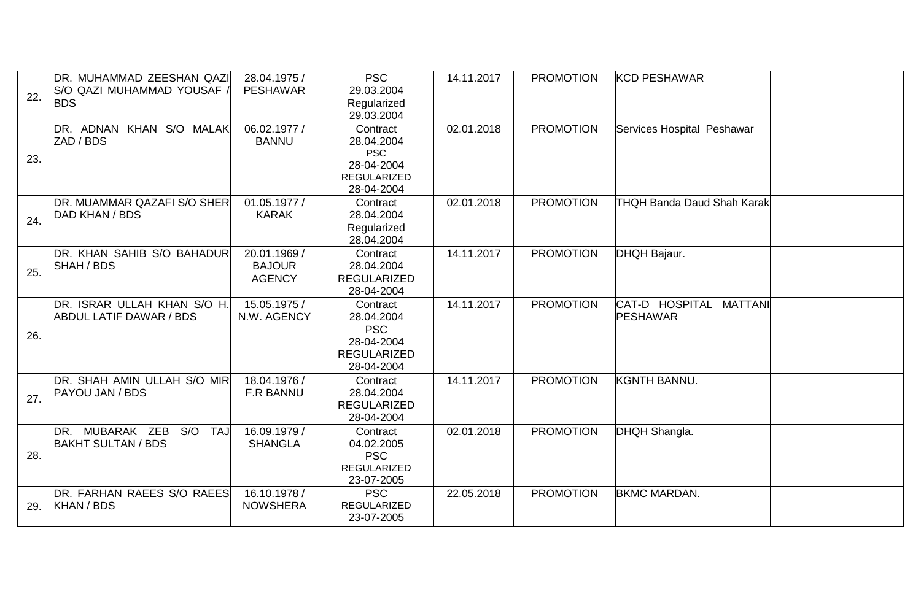| | | | | | | | |
|---|---|---|---|---|---|---|---|
| 22. | DR. MUHAMMAD ZEESHAN QAZI S/O QAZI MUHAMMAD YOUSAF / BDS | 28.04.1975 / PESHAWAR | PSC 29.03.2004 Regularized 29.03.2004 | 14.11.2017 | PROMOTION | KCD PESHAWAR | |
| 23. | DR. ADNAN KHAN S/O MALAK ZAD / BDS | 06.02.1977 / BANNU | Contract 28.04.2004 PSC 28-04-2004 REGULARIZED 28-04-2004 | 02.01.2018 | PROMOTION | Services Hospital Peshawar | |
| 24. | DR. MUAMMAR QAZAFI S/O SHER DAD KHAN / BDS | 01.05.1977 / KARAK | Contract 28.04.2004 Regularized 28.04.2004 | 02.01.2018 | PROMOTION | THQH Banda Daud Shah Karak | |
| 25. | DR. KHAN SAHIB S/O BAHADUR SHAH / BDS | 20.01.1969 / BAJOUR AGENCY | Contract 28.04.2004 REGULARIZED 28-04-2004 | 14.11.2017 | PROMOTION | DHQH Bajaur. | |
| 26. | DR. ISRAR ULLAH KHAN S/O H. ABDUL LATIF DAWAR / BDS | 15.05.1975 / N.W. AGENCY | Contract 28.04.2004 PSC 28-04-2004 REGULARIZED 28-04-2004 | 14.11.2017 | PROMOTION | CAT-D HOSPITAL MATTANI PESHAWAR | |
| 27. | DR. SHAH AMIN ULLAH S/O MIR PAYOU JAN / BDS | 18.04.1976 / F.R BANNU | Contract 28.04.2004 REGULARIZED 28-04-2004 | 14.11.2017 | PROMOTION | KGNTH BANNU. | |
| 28. | DR. MUBARAK ZEB S/O TAJ BAKHT SULTAN / BDS | 16.09.1979 / SHANGLA | Contract 04.02.2005 PSC REGULARIZED 23-07-2005 | 02.01.2018 | PROMOTION | DHQH Shangla. | |
| 29. | DR. FARHAN RAEES S/O RAEES KHAN / BDS | 16.10.1978 / NOWSHERA | PSC REGULARIZED 23-07-2005 | 22.05.2018 | PROMOTION | BKMC MARDAN. | |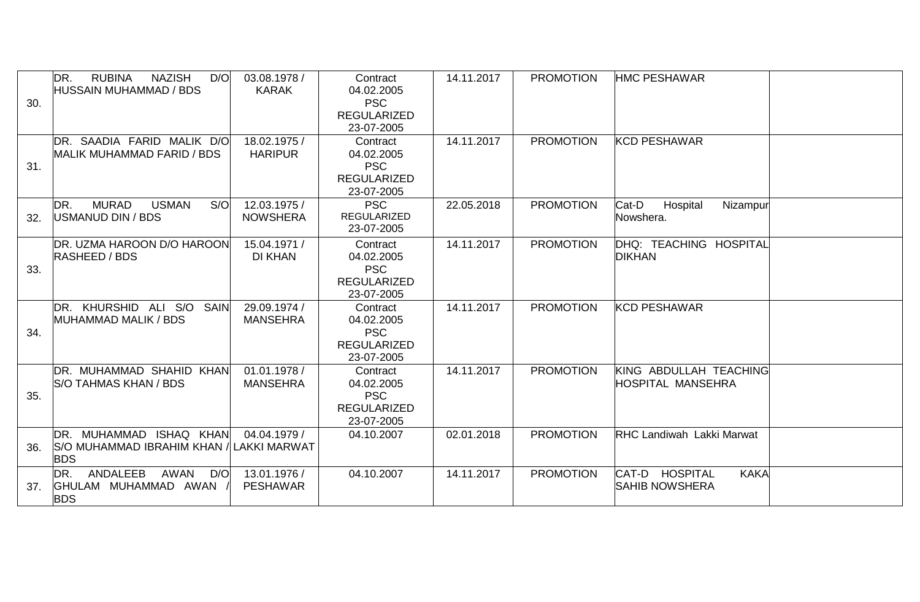| | | | | | | | |
|---|---|---|---|---|---|---|---|
| 30. | DR. RUBINA NAZISH D/O HUSSAIN MUHAMMAD / BDS | 03.08.1978 / KARAK | Contract 04.02.2005 PSC REGULARIZED 23-07-2005 | 14.11.2017 | PROMOTION | HMC PESHAWAR | |
| 31. | DR. SAADIA FARID MALIK D/O MALIK MUHAMMAD FARID / BDS | 18.02.1975 / HARIPUR | Contract 04.02.2005 PSC REGULARIZED 23-07-2005 | 14.11.2017 | PROMOTION | KCD PESHAWAR | |
| 32. | DR. MURAD USMAN S/O USMANUD DIN / BDS | 12.03.1975 / NOWSHERA | PSC REGULARIZED 23-07-2005 | 22.05.2018 | PROMOTION | Cat-D Hospital Nizampur Nowshera. | |
| 33. | DR. UZMA HAROON D/O HAROON RASHEED / BDS | 15.04.1971 / DI KHAN | Contract 04.02.2005 PSC REGULARIZED 23-07-2005 | 14.11.2017 | PROMOTION | DHQ: TEACHING HOSPITAL DIKHAN | |
| 34. | DR. KHURSHID ALI S/O SAIN MUHAMMAD MALIK / BDS | 29.09.1974 / MANSEHRA | Contract 04.02.2005 PSC REGULARIZED 23-07-2005 | 14.11.2017 | PROMOTION | KCD PESHAWAR | |
| 35. | DR. MUHAMMAD SHAHID KHAN S/O TAHMAS KHAN / BDS | 01.01.1978 / MANSEHRA | Contract 04.02.2005 PSC REGULARIZED 23-07-2005 | 14.11.2017 | PROMOTION | KING ABDULLAH TEACHING HOSPITAL MANSEHRA | |
| 36. | DR. MUHAMMAD ISHAQ KHAN S/O MUHAMMAD IBRAHIM KHAN / BDS | 04.04.1979 / LAKKI MARWAT | 04.10.2007 | 02.01.2018 | PROMOTION | RHC Landiwah Lakki Marwat | |
| 37. | DR. ANDALEEB AWAN D/O GHULAM MUHAMMAD AWAN / BDS | 13.01.1976 / PESHAWAR | 04.10.2007 | 14.11.2017 | PROMOTION | CAT-D HOSPITAL KAKA SAHIB NOWSHERA | |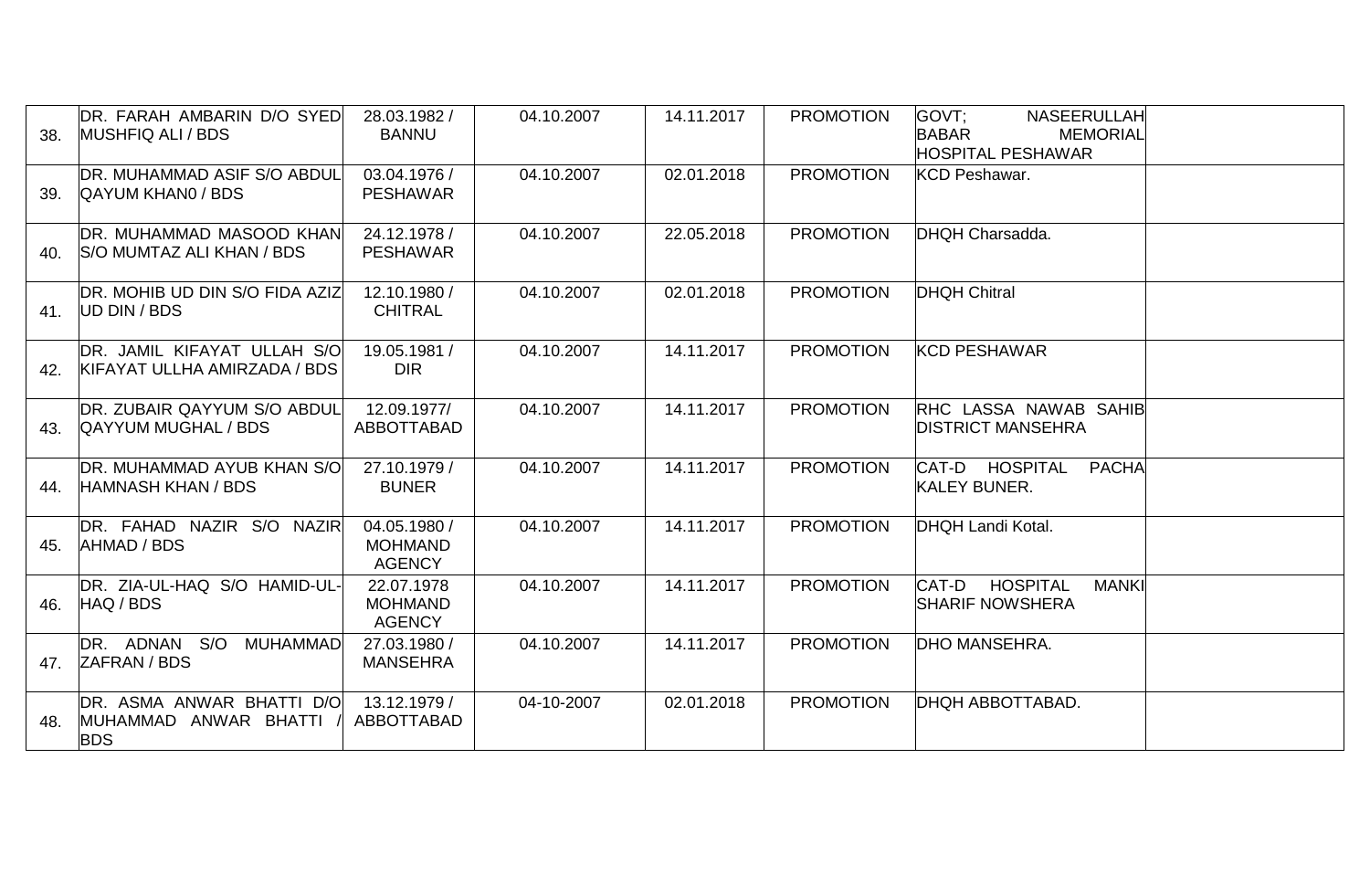| | | | | | | | |
|---|---|---|---|---|---|---|---|
| 38. | DR. FARAH AMBARIN D/O SYED MUSHFIQ ALI / BDS | 28.03.1982 / BANNU | 04.10.2007 | 14.11.2017 | PROMOTION | GOVT; NASEERULLAH BABAR MEMORIAL HOSPITAL PESHAWAR | |
| 39. | DR. MUHAMMAD ASIF S/O ABDUL QAYUM KHAN0 / BDS | 03.04.1976 / PESHAWAR | 04.10.2007 | 02.01.2018 | PROMOTION | KCD Peshawar. | |
| 40. | DR. MUHAMMAD MASOOD KHAN S/O MUMTAZ ALI KHAN / BDS | 24.12.1978 / PESHAWAR | 04.10.2007 | 22.05.2018 | PROMOTION | DHQH Charsadda. | |
| 41. | DR. MOHIB UD DIN S/O FIDA AZIZ UD DIN / BDS | 12.10.1980 / CHITRAL | 04.10.2007 | 02.01.2018 | PROMOTION | DHQH Chitral | |
| 42. | DR. JAMIL KIFAYAT ULLAH S/O KIFAYAT ULLHA AMIRZADA / BDS | 19.05.1981 / DIR | 04.10.2007 | 14.11.2017 | PROMOTION | KCD PESHAWAR | |
| 43. | DR. ZUBAIR QAYYUM S/O ABDUL QAYYUM MUGHAL / BDS | 12.09.1977/ ABBOTTABAD | 04.10.2007 | 14.11.2017 | PROMOTION | RHC LASSA NAWAB SAHIB DISTRICT MANSEHRA | |
| 44. | DR. MUHAMMAD AYUB KHAN S/O HAMNASH KHAN / BDS | 27.10.1979 / BUNER | 04.10.2007 | 14.11.2017 | PROMOTION | CAT-D HOSPITAL PACHA KALEY BUNER. | |
| 45. | DR. FAHAD NAZIR S/O NAZIR AHMAD / BDS | 04.05.1980 / MOHMAND AGENCY | 04.10.2007 | 14.11.2017 | PROMOTION | DHQH Landi Kotal. | |
| 46. | DR. ZIA-UL-HAQ S/O HAMID-UL-HAQ / BDS | 22.07.1978 MOHMAND AGENCY | 04.10.2007 | 14.11.2017 | PROMOTION | CAT-D HOSPITAL MANKI SHARIF NOWSHERA | |
| 47. | DR. ADNAN S/O MUHAMMAD ZAFRAN / BDS | 27.03.1980 / MANSEHRA | 04.10.2007 | 14.11.2017 | PROMOTION | DHO MANSEHRA. | |
| 48. | DR. ASMA ANWAR BHATTI D/O MUHAMMAD ANWAR BHATTI / BDS | 13.12.1979 / ABBOTTABAD | 04-10-2007 | 02.01.2018 | PROMOTION | DHQH ABBOTTABAD. | |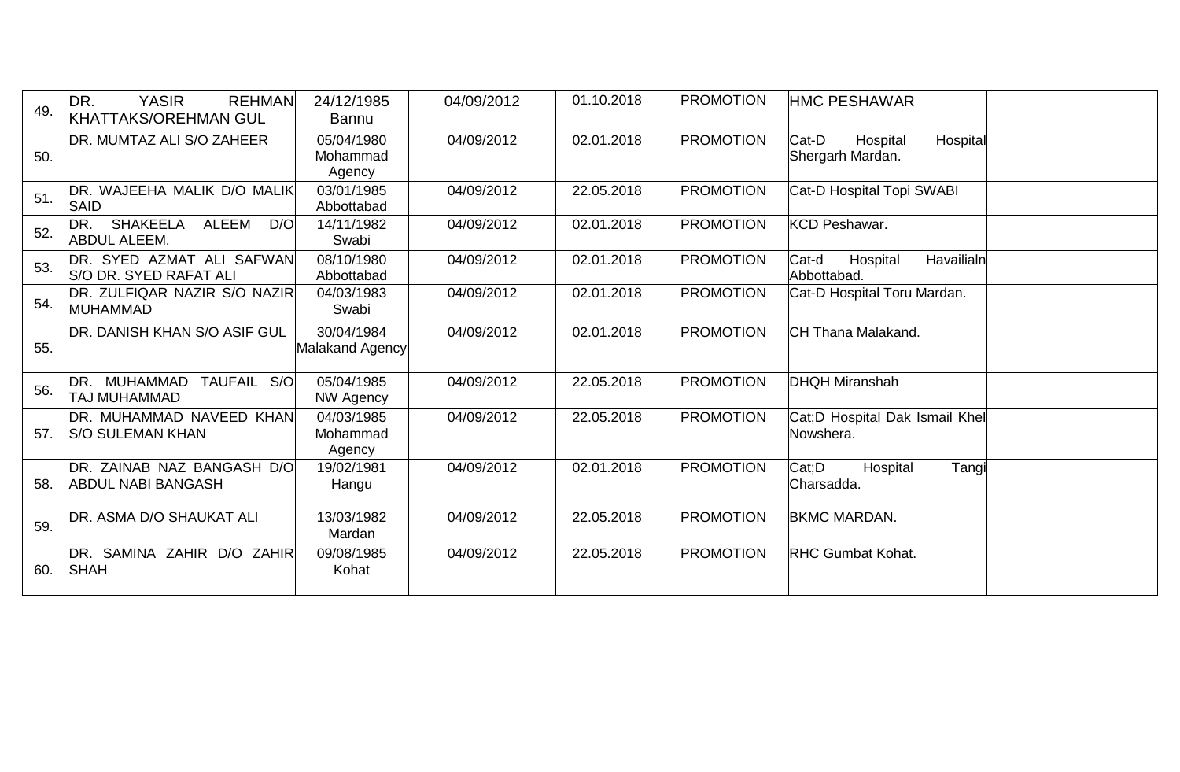| | | | | | | | |
|---|---|---|---|---|---|---|---|
| 49. | DR. YASIR REHMAN KHATTAKS/OREHMAN GUL | 24/12/1985 Bannu | 04/09/2012 | 01.10.2018 | PROMOTION | HMC PESHAWAR | |
| 50. | DR. MUMTAZ ALI S/O ZAHEER | 05/04/1980 Mohammad Agency | 04/09/2012 | 02.01.2018 | PROMOTION | Cat-D Hospital Hospital Shergarh Mardan. | |
| 51. | DR. WAJEEHA MALIK D/O MALIK SAID | 03/01/1985 Abbottabad | 04/09/2012 | 22.05.2018 | PROMOTION | Cat-D Hospital Topi SWABI | |
| 52. | DR. SHAKEELA ALEEM D/O ABDUL ALEEM. | 14/11/1982 Swabi | 04/09/2012 | 02.01.2018 | PROMOTION | KCD Peshawar. | |
| 53. | DR. SYED AZMAT ALI SAFWAN S/O DR. SYED RAFAT ALI | 08/10/1980 Abbottabad | 04/09/2012 | 02.01.2018 | PROMOTION | Cat-d Hospital Havailialn Abbottabad. | |
| 54. | DR. ZULFIQAR NAZIR S/O NAZIR MUHAMMAD | 04/03/1983 Swabi | 04/09/2012 | 02.01.2018 | PROMOTION | Cat-D Hospital Toru Mardan. | |
| 55. | DR. DANISH KHAN S/O ASIF GUL | 30/04/1984 Malakand Agency | 04/09/2012 | 02.01.2018 | PROMOTION | CH Thana Malakand. | |
| 56. | DR. MUHAMMAD TAUFAIL S/O TAJ MUHAMMAD | 05/04/1985 NW Agency | 04/09/2012 | 22.05.2018 | PROMOTION | DHQH Miranshah | |
| 57. | DR. MUHAMMAD NAVEED KHAN S/O SULEMAN KHAN | 04/03/1985 Mohammad Agency | 04/09/2012 | 22.05.2018 | PROMOTION | Cat;D Hospital Dak Ismail Khel Nowshera. | |
| 58. | DR. ZAINAB NAZ BANGASH D/O ABDUL NABI BANGASH | 19/02/1981 Hangu | 04/09/2012 | 02.01.2018 | PROMOTION | Cat;D Hospital Tangi Charsadda. | |
| 59. | DR. ASMA D/O SHAUKAT ALI | 13/03/1982 Mardan | 04/09/2012 | 22.05.2018 | PROMOTION | BKMC MARDAN. | |
| 60. | DR. SAMINA ZAHIR D/O ZAHIR SHAH | 09/08/1985 Kohat | 04/09/2012 | 22.05.2018 | PROMOTION | RHC Gumbat Kohat. | |